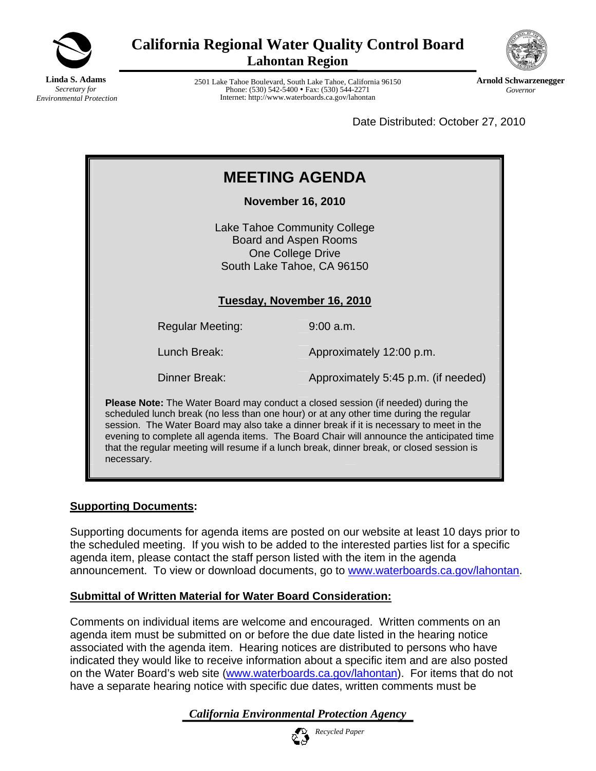# California Regional Water Quality Control Board
## Lahontan Region

**Linda S. Adams**
*Secretary for Environmental Protection*

2501 Lake Tahoe Boulevard, South Lake Tahoe, California 96150
Phone: (530) 542-5400 • Fax: (530) 544-2271
Internet: http://www.waterboards.ca.gov/lahontan

**Arnold Schwarzenegger**
*Governor*

Date Distributed: October 27, 2010

# MEETING AGENDA

**November 16, 2010**

Lake Tahoe Community College
Board and Aspen Rooms
One College Drive
South Lake Tahoe, CA 96150

**Tuesday, November 16, 2010**

| | |
|---|---|
| Regular Meeting: | 9:00 a.m. |
| Lunch Break: | Approximately 12:00 p.m. |
| Dinner Break: | Approximately 5:45 p.m. (if needed) |

**Please Note:** The Water Board may conduct a closed session (if needed) during the scheduled lunch break (no less than one hour) or at any other time during the regular session. The Water Board may also take a dinner break if it is necessary to meet in the evening to complete all agenda items. The Board Chair will announce the anticipated time that the regular meeting will resume if a lunch break, dinner break, or closed session is necessary.

## Supporting Documents:

Supporting documents for agenda items are posted on our website at least 10 days prior to the scheduled meeting. If you wish to be added to the interested parties list for a specific agenda item, please contact the staff person listed with the item in the agenda announcement. To view or download documents, go to www.waterboards.ca.gov/lahontan.

## Submittal of Written Material for Water Board Consideration:

Comments on individual items are welcome and encouraged. Written comments on an agenda item must be submitted on or before the due date listed in the hearing notice associated with the agenda item. Hearing notices are distributed to persons who have indicated they would like to receive information about a specific item and are also posted on the Water Board's web site (www.waterboards.ca.gov/lahontan). For items that do not have a separate hearing notice with specific due dates, written comments must be

*California Environmental Protection Agency*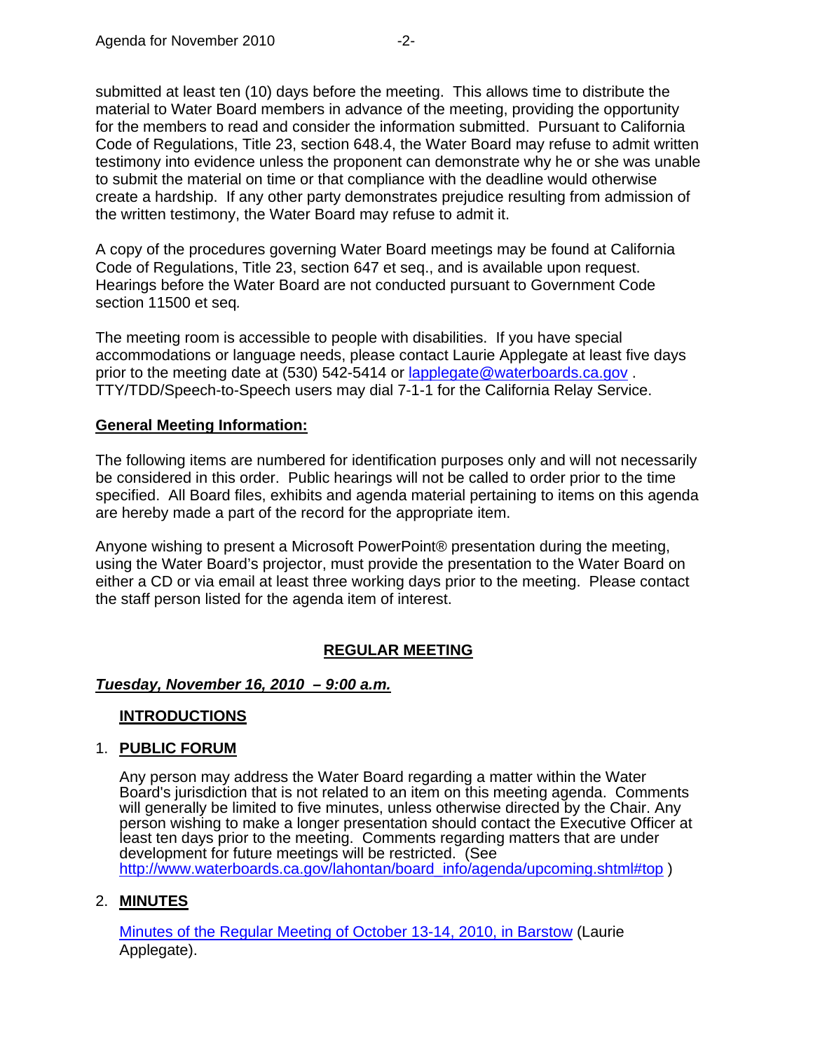submitted at least ten (10) days before the meeting. This allows time to distribute the material to Water Board members in advance of the meeting, providing the opportunity for the members to read and consider the information submitted. Pursuant to California Code of Regulations, Title 23, section 648.4, the Water Board may refuse to admit written testimony into evidence unless the proponent can demonstrate why he or she was unable to submit the material on time or that compliance with the deadline would otherwise create a hardship. If any other party demonstrates prejudice resulting from admission of the written testimony, the Water Board may refuse to admit it.

A copy of the procedures governing Water Board meetings may be found at California Code of Regulations, Title 23, section 647 et seq., and is available upon request. Hearings before the Water Board are not conducted pursuant to Government Code section 11500 et seq.

The meeting room is accessible to people with disabilities. If you have special accommodations or language needs, please contact Laurie Applegate at least five days prior to the meeting date at (530) 542-5414 or lapplegate@waterboards.ca.gov . TTY/TDD/Speech-to-Speech users may dial 7-1-1 for the California Relay Service.

**General Meeting Information:**

The following items are numbered for identification purposes only and will not necessarily be considered in this order. Public hearings will not be called to order prior to the time specified. All Board files, exhibits and agenda material pertaining to items on this agenda are hereby made a part of the record for the appropriate item.

Anyone wishing to present a Microsoft PowerPoint® presentation during the meeting, using the Water Board's projector, must provide the presentation to the Water Board on either a CD or via email at least three working days prior to the meeting. Please contact the staff person listed for the agenda item of interest.

## REGULAR MEETING

***Tuesday, November 16, 2010 – 9:00 a.m.***

**INTRODUCTIONS**

1. **PUBLIC FORUM**

   Any person may address the Water Board regarding a matter within the Water Board's jurisdiction that is not related to an item on this meeting agenda. Comments will generally be limited to five minutes, unless otherwise directed by the Chair. Any person wishing to make a longer presentation should contact the Executive Officer at least ten days prior to the meeting. Comments regarding matters that are under development for future meetings will be restricted. (See http://www.waterboards.ca.gov/lahontan/board_info/agenda/upcoming.shtml#top )

2. **MINUTES**

   Minutes of the Regular Meeting of October 13-14, 2010, in Barstow (Laurie Applegate).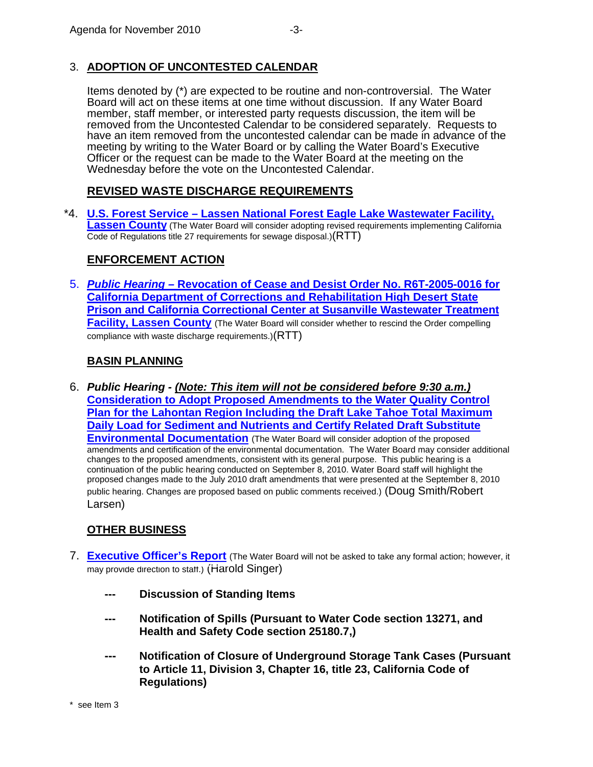3. **ADOPTION OF UNCONTESTED CALENDAR**

   Items denoted by (*) are expected to be routine and non-controversial. The Water Board will act on these items at one time without discussion. If any Water Board member, staff member, or interested party requests discussion, the item will be removed from the Uncontested Calendar to be considered separately. Requests to have an item removed from the uncontested calendar can be made in advance of the meeting by writing to the Water Board or by calling the Water Board's Executive Officer or the request can be made to the Water Board at the meeting on the Wednesday before the vote on the Uncontested Calendar.

## REVISED WASTE DISCHARGE REQUIREMENTS

*4. **U.S. Forest Service – Lassen National Forest Eagle Lake Wastewater Facility, Lassen County** (The Water Board will consider adopting revised requirements implementing California Code of Regulations title 27 requirements for sewage disposal.)(RTT)

## ENFORCEMENT ACTION

5. ***Public Hearing* – Revocation of Cease and Desist Order No. R6T-2005-0016 for California Department of Corrections and Rehabilitation High Desert State Prison and California Correctional Center at Susanville Wastewater Treatment Facility, Lassen County** (The Water Board will consider whether to rescind the Order compelling compliance with waste discharge requirements.)(RTT)

## BASIN PLANNING

6. ***Public Hearing - (Note: This item will not be considered before 9:30 a.m.)*** **Consideration to Adopt Proposed Amendments to the Water Quality Control Plan for the Lahontan Region Including the Draft Lake Tahoe Total Maximum Daily Load for Sediment and Nutrients and Certify Related Draft Substitute Environmental Documentation** (The Water Board will consider adoption of the proposed amendments and certification of the environmental documentation. The Water Board may consider additional changes to the proposed amendments, consistent with its general purpose. This public hearing is a continuation of the public hearing conducted on September 8, 2010. Water Board staff will highlight the proposed changes made to the July 2010 draft amendments that were presented at the September 8, 2010 public hearing. Changes are proposed based on public comments received.) (Doug Smith/Robert Larsen)

## OTHER BUSINESS

7. **Executive Officer's Report** (The Water Board will not be asked to take any formal action; however, it may provide direction to staff.) (Harold Singer)

   --- **Discussion of Standing Items**

   --- **Notification of Spills (Pursuant to Water Code section 13271, and Health and Safety Code section 25180.7,)**

   --- **Notification of Closure of Underground Storage Tank Cases (Pursuant to Article 11, Division 3, Chapter 16, title 23, California Code of Regulations)**

* see Item 3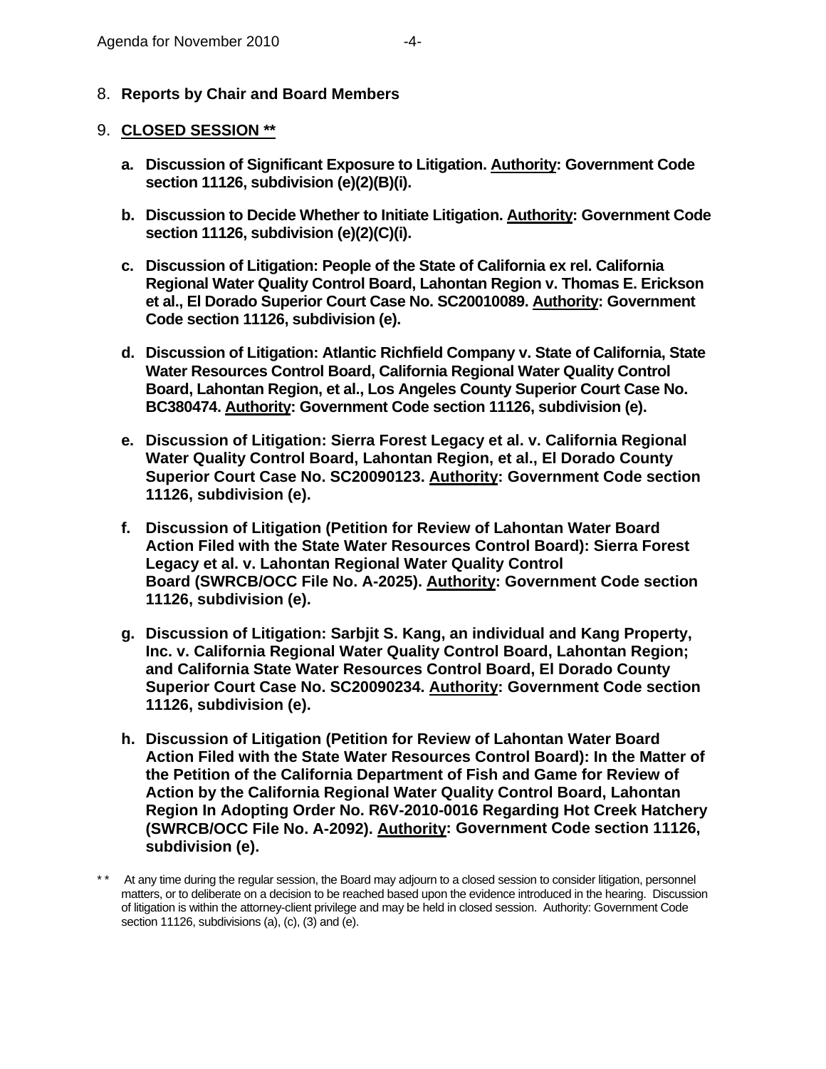8. **Reports by Chair and Board Members**

9. **<u>CLOSED SESSION **</u>**

   **a. Discussion of Significant Exposure to Litigation. <u>Authority</u>: Government Code section 11126, subdivision (e)(2)(B)(i).**

   **b. Discussion to Decide Whether to Initiate Litigation. <u>Authority</u>: Government Code section 11126, subdivision (e)(2)(C)(i).**

   **c. Discussion of Litigation: People of the State of California ex rel. California Regional Water Quality Control Board, Lahontan Region v. Thomas E. Erickson et al., El Dorado Superior Court Case No. SC20010089. <u>Authority</u>: Government Code section 11126, subdivision (e).**

   **d. Discussion of Litigation: Atlantic Richfield Company v. State of California, State Water Resources Control Board, California Regional Water Quality Control Board, Lahontan Region, et al., Los Angeles County Superior Court Case No. BC380474. <u>Authority</u>: Government Code section 11126, subdivision (e).**

   **e. Discussion of Litigation: Sierra Forest Legacy et al. v. California Regional Water Quality Control Board, Lahontan Region, et al., El Dorado County Superior Court Case No. SC20090123. <u>Authority</u>: Government Code section 11126, subdivision (e).**

   **f. Discussion of Litigation (Petition for Review of Lahontan Water Board Action Filed with the State Water Resources Control Board): Sierra Forest Legacy et al. v. Lahontan Regional Water Quality Control Board (SWRCB/OCC File No. A-2025). <u>Authority</u>: Government Code section 11126, subdivision (e).**

   **g. Discussion of Litigation: Sarbjit S. Kang, an individual and Kang Property, Inc. v. California Regional Water Quality Control Board, Lahontan Region; and California State Water Resources Control Board, El Dorado County Superior Court Case No. SC20090234. <u>Authority</u>: Government Code section 11126, subdivision (e).**

   **h. Discussion of Litigation (Petition for Review of Lahontan Water Board Action Filed with the State Water Resources Control Board): In the Matter of the Petition of the California Department of Fish and Game for Review of Action by the California Regional Water Quality Control Board, Lahontan Region In Adopting Order No. R6V-2010-0016 Regarding Hot Creek Hatchery (SWRCB/OCC File No. A-2092). <u>Authority</u>: Government Code section 11126, subdivision (e).**

** At any time during the regular session, the Board may adjourn to a closed session to consider litigation, personnel matters, or to deliberate on a decision to be reached based upon the evidence introduced in the hearing. Discussion of litigation is within the attorney-client privilege and may be held in closed session. Authority: Government Code section 11126, subdivisions (a), (c), (3) and (e).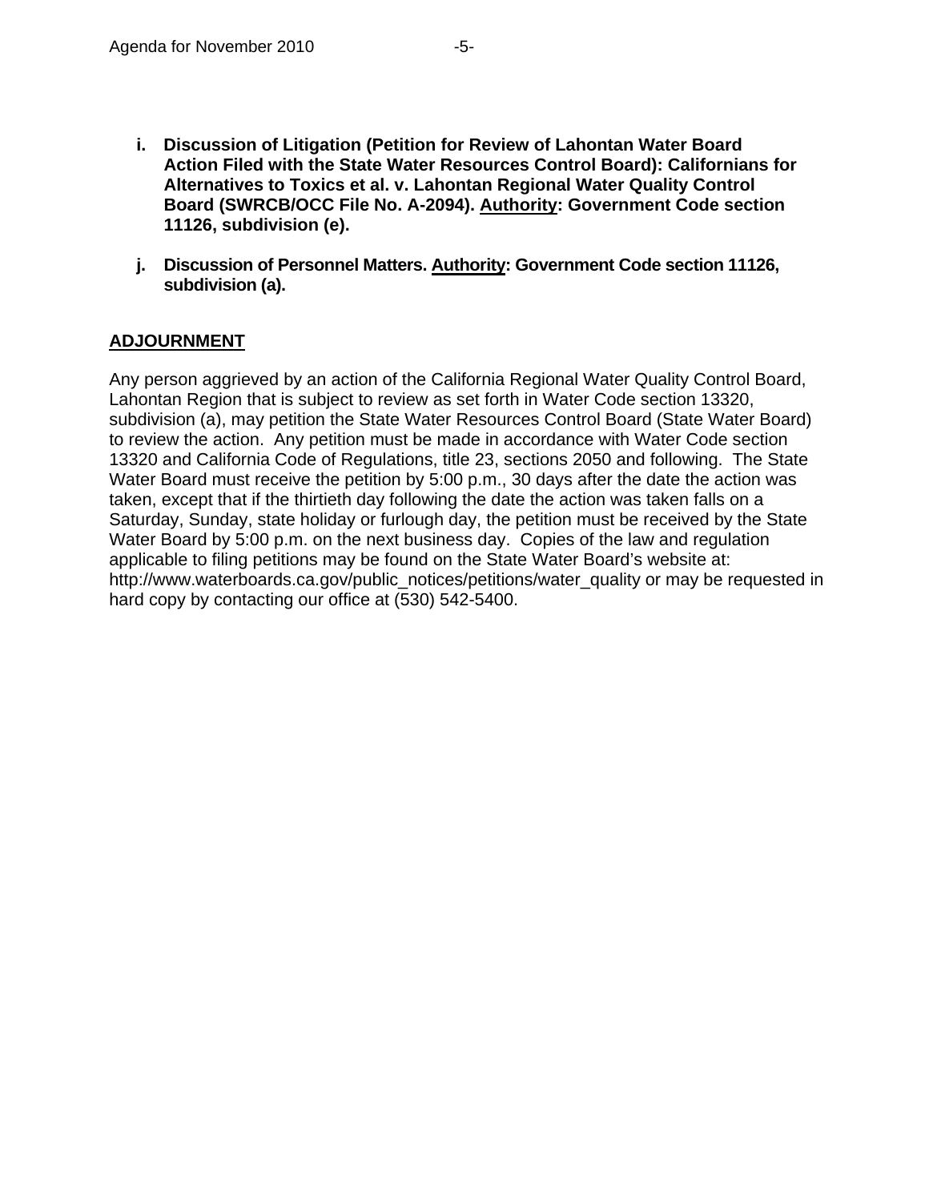i. **Discussion of Litigation (Petition for Review of Lahontan Water Board Action Filed with the State Water Resources Control Board): Californians for Alternatives to Toxics et al. v. Lahontan Regional Water Quality Control Board (SWRCB/OCC File No. A-2094). <u>Authority</u>: Government Code section 11126, subdivision (e).**

j. **Discussion of Personnel Matters. <u>Authority</u>: Government Code section 11126, subdivision (a).**

## ADJOURNMENT

Any person aggrieved by an action of the California Regional Water Quality Control Board, Lahontan Region that is subject to review as set forth in Water Code section 13320, subdivision (a), may petition the State Water Resources Control Board (State Water Board) to review the action. Any petition must be made in accordance with Water Code section 13320 and California Code of Regulations, title 23, sections 2050 and following. The State Water Board must receive the petition by 5:00 p.m., 30 days after the date the action was taken, except that if the thirtieth day following the date the action was taken falls on a Saturday, Sunday, state holiday or furlough day, the petition must be received by the State Water Board by 5:00 p.m. on the next business day. Copies of the law and regulation applicable to filing petitions may be found on the State Water Board's website at: http://www.waterboards.ca.gov/public_notices/petitions/water_quality or may be requested in hard copy by contacting our office at (530) 542-5400.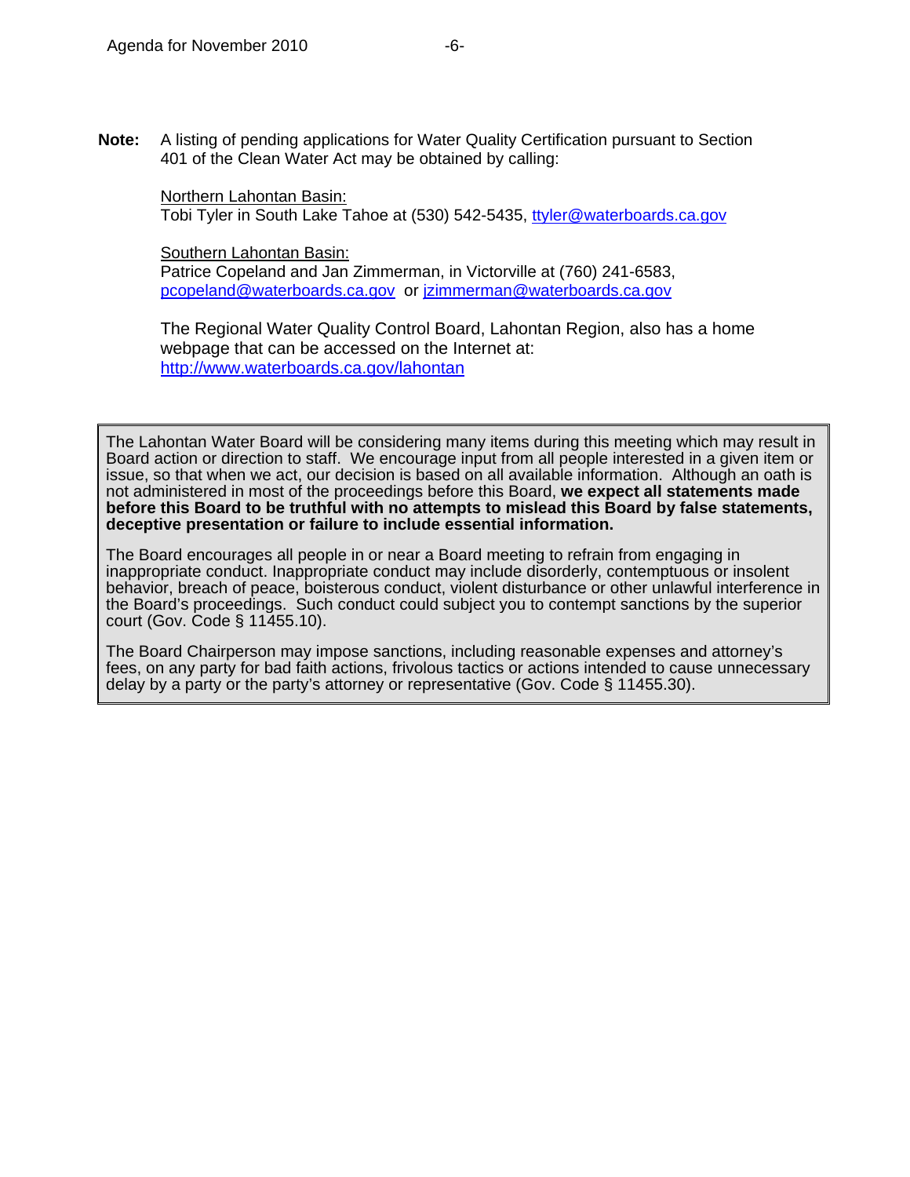**Note:** A listing of pending applications for Water Quality Certification pursuant to Section 401 of the Clean Water Act may be obtained by calling:

Northern Lahontan Basin:
Tobi Tyler in South Lake Tahoe at (530) 542-5435, ttyler@waterboards.ca.gov

Southern Lahontan Basin:
Patrice Copeland and Jan Zimmerman, in Victorville at (760) 241-6583, pcopeland@waterboards.ca.gov or jzimmerman@waterboards.ca.gov

The Regional Water Quality Control Board, Lahontan Region, also has a home webpage that can be accessed on the Internet at:
http://www.waterboards.ca.gov/lahontan

The Lahontan Water Board will be considering many items during this meeting which may result in Board action or direction to staff. We encourage input from all people interested in a given item or issue, so that when we act, our decision is based on all available information. Although an oath is not administered in most of the proceedings before this Board, **we expect all statements made before this Board to be truthful with no attempts to mislead this Board by false statements, deceptive presentation or failure to include essential information.**

The Board encourages all people in or near a Board meeting to refrain from engaging in inappropriate conduct. Inappropriate conduct may include disorderly, contemptuous or insolent behavior, breach of peace, boisterous conduct, violent disturbance or other unlawful interference in the Board's proceedings. Such conduct could subject you to contempt sanctions by the superior court (Gov. Code § 11455.10).

The Board Chairperson may impose sanctions, including reasonable expenses and attorney's fees, on any party for bad faith actions, frivolous tactics or actions intended to cause unnecessary delay by a party or the party's attorney or representative (Gov. Code § 11455.30).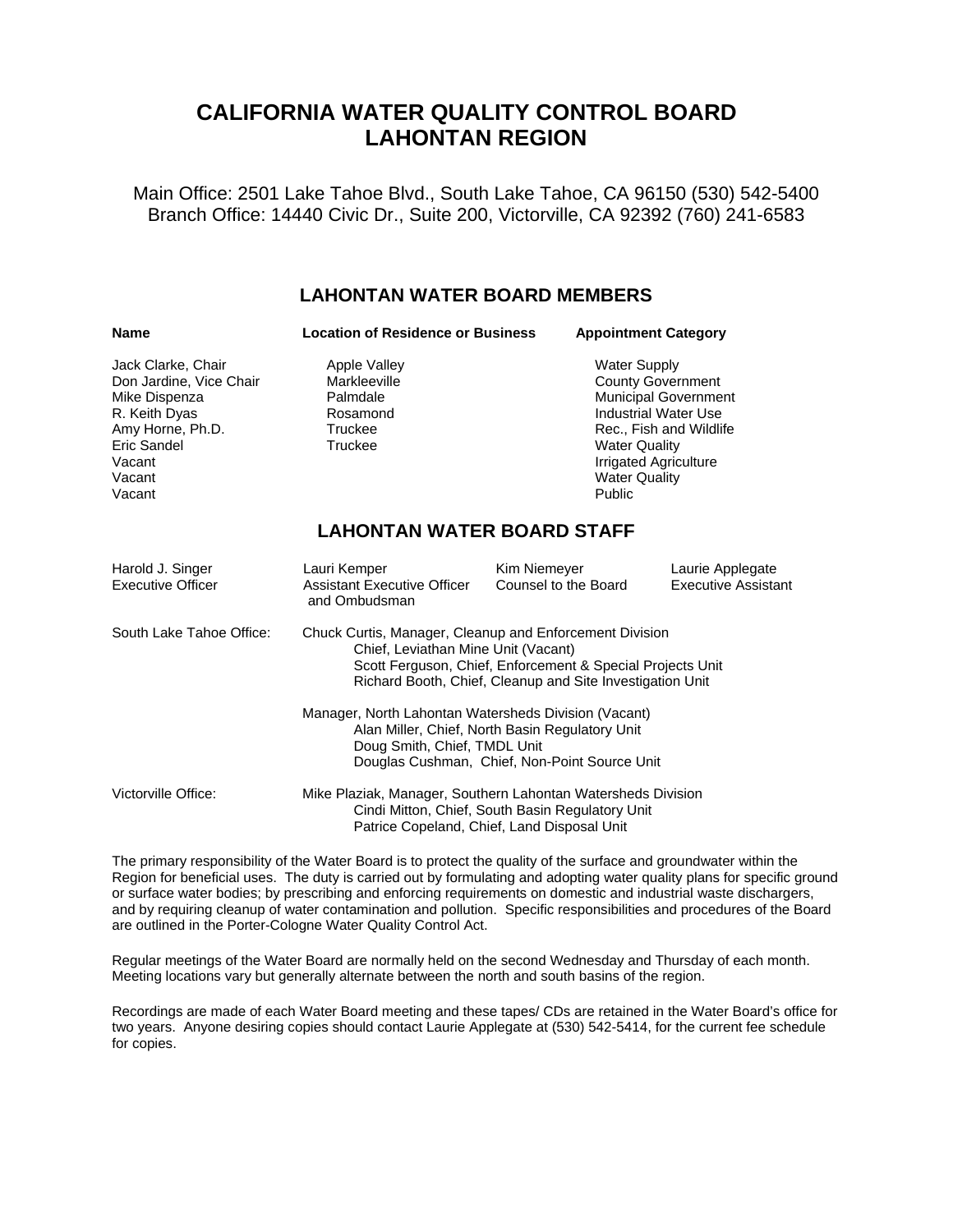# CALIFORNIA WATER QUALITY CONTROL BOARD
# LAHONTAN REGION

Main Office: 2501 Lake Tahoe Blvd., South Lake Tahoe, CA 96150 (530) 542-5400
Branch Office: 14440 Civic Dr., Suite 200, Victorville, CA 92392 (760) 241-6583

## LAHONTAN WATER BOARD MEMBERS

| Name | Location of Residence or Business | Appointment Category |
|---|---|---|
| Jack Clarke, Chair | Apple Valley | Water Supply |
| Don Jardine, Vice Chair | Markleeville | County Government |
| Mike Dispenza | Palmdale | Municipal Government |
| R. Keith Dyas | Rosamond | Industrial Water Use |
| Amy Horne, Ph.D. | Truckee | Rec., Fish and Wildlife |
| Eric Sandel | Truckee | Water Quality |
| Vacant | | Irrigated Agriculture |
| Vacant | | Water Quality |
| Vacant | | Public |

## LAHONTAN WATER BOARD STAFF

| | | | |
|---|---|---|---|
| Harold J. Singer<br>Executive Officer | Lauri Kemper<br>Assistant Executive Officer and Ombudsman | Kim Niemeyer<br>Counsel to the Board | Laurie Applegate<br>Executive Assistant |

South Lake Tahoe Office:

Chuck Curtis, Manager, Cleanup and Enforcement Division
- Chief, Leviathan Mine Unit (Vacant)
- Scott Ferguson, Chief, Enforcement & Special Projects Unit
- Richard Booth, Chief, Cleanup and Site Investigation Unit

Manager, North Lahontan Watersheds Division (Vacant)
- Alan Miller, Chief, North Basin Regulatory Unit
- Doug Smith, Chief, TMDL Unit
- Douglas Cushman, Chief, Non-Point Source Unit

Victorville Office:

Mike Plaziak, Manager, Southern Lahontan Watersheds Division
- Cindi Mitton, Chief, South Basin Regulatory Unit
- Patrice Copeland, Chief, Land Disposal Unit

The primary responsibility of the Water Board is to protect the quality of the surface and groundwater within the Region for beneficial uses. The duty is carried out by formulating and adopting water quality plans for specific ground or surface water bodies; by prescribing and enforcing requirements on domestic and industrial waste dischargers, and by requiring cleanup of water contamination and pollution. Specific responsibilities and procedures of the Board are outlined in the Porter-Cologne Water Quality Control Act.

Regular meetings of the Water Board are normally held on the second Wednesday and Thursday of each month. Meeting locations vary but generally alternate between the north and south basins of the region.

Recordings are made of each Water Board meeting and these tapes/ CDs are retained in the Water Board's office for two years. Anyone desiring copies should contact Laurie Applegate at (530) 542-5414, for the current fee schedule for copies.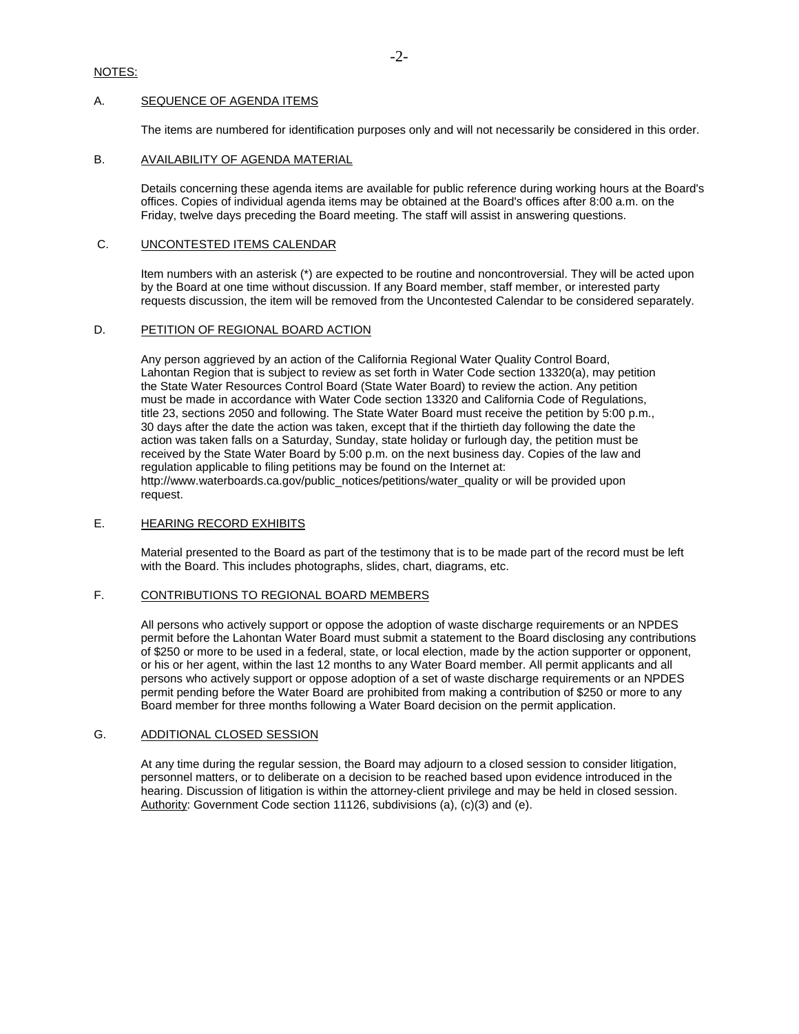NOTES:

A. SEQUENCE OF AGENDA ITEMS

The items are numbered for identification purposes only and will not necessarily be considered in this order.

B. AVAILABILITY OF AGENDA MATERIAL

Details concerning these agenda items are available for public reference during working hours at the Board's offices. Copies of individual agenda items may be obtained at the Board's offices after 8:00 a.m. on the Friday, twelve days preceding the Board meeting. The staff will assist in answering questions.

C. UNCONTESTED ITEMS CALENDAR

Item numbers with an asterisk (*) are expected to be routine and noncontroversial. They will be acted upon by the Board at one time without discussion. If any Board member, staff member, or interested party requests discussion, the item will be removed from the Uncontested Calendar to be considered separately.

D. PETITION OF REGIONAL BOARD ACTION

Any person aggrieved by an action of the California Regional Water Quality Control Board, Lahontan Region that is subject to review as set forth in Water Code section 13320(a), may petition the State Water Resources Control Board (State Water Board) to review the action. Any petition must be made in accordance with Water Code section 13320 and California Code of Regulations, title 23, sections 2050 and following. The State Water Board must receive the petition by 5:00 p.m., 30 days after the date the action was taken, except that if the thirtieth day following the date the action was taken falls on a Saturday, Sunday, state holiday or furlough day, the petition must be received by the State Water Board by 5:00 p.m. on the next business day. Copies of the law and regulation applicable to filing petitions may be found on the Internet at: http://www.waterboards.ca.gov/public_notices/petitions/water_quality or will be provided upon request.

E. HEARING RECORD EXHIBITS

Material presented to the Board as part of the testimony that is to be made part of the record must be left with the Board. This includes photographs, slides, chart, diagrams, etc.

F. CONTRIBUTIONS TO REGIONAL BOARD MEMBERS

All persons who actively support or oppose the adoption of waste discharge requirements or an NPDES permit before the Lahontan Water Board must submit a statement to the Board disclosing any contributions of $250 or more to be used in a federal, state, or local election, made by the action supporter or opponent, or his or her agent, within the last 12 months to any Water Board member. All permit applicants and all persons who actively support or oppose adoption of a set of waste discharge requirements or an NPDES permit pending before the Water Board are prohibited from making a contribution of $250 or more to any Board member for three months following a Water Board decision on the permit application.

G. ADDITIONAL CLOSED SESSION

At any time during the regular session, the Board may adjourn to a closed session to consider litigation, personnel matters, or to deliberate on a decision to be reached based upon evidence introduced in the hearing. Discussion of litigation is within the attorney-client privilege and may be held in closed session. Authority: Government Code section 11126, subdivisions (a), (c)(3) and (e).